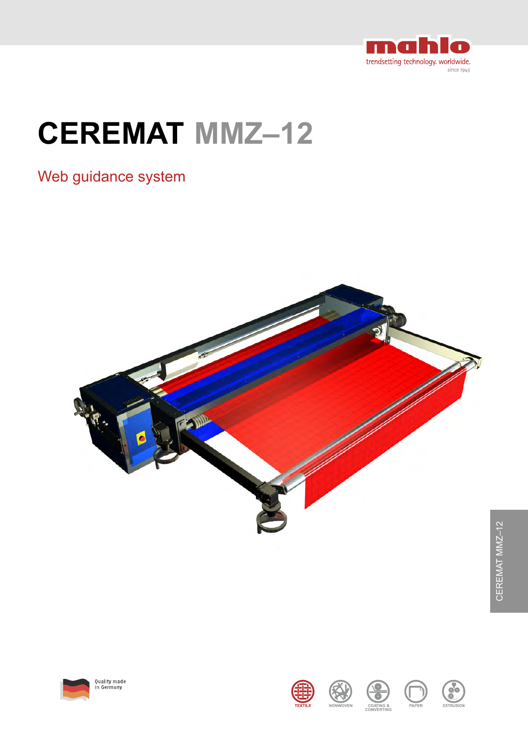mahlo

trendsetting technology. worldwide.

since 1945

# CEREMAT MMZ–12

## Web guidance system

CEREMAT MMZ–12

Quality made in Germany

TEXTILE NONWOVEN COATING & CONVERTING PAPER EXTRUSION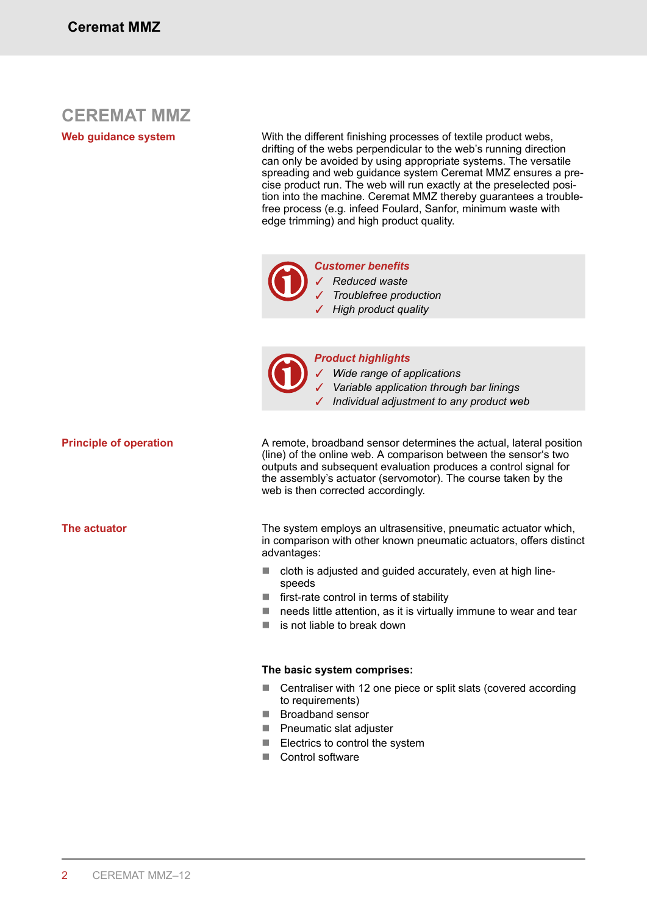# CEREMAT MMZ

## Web guidance system

With the different finishing processes of textile product webs, drifting of the webs perpendicular to the web's running direction can only be avoided by using appropriate systems. The versatile spreading and web guidance system Ceremat MMZ ensures a precise product run. The web will run exactly at the preselected position into the machine. Ceremat MMZ thereby guarantees a trouble-free process (e.g. infeed Foulard, Sanfor, minimum waste with edge trimming) and high product quality.

***Customer benefits***

- ✓ *Reduced waste*
- ✓ *Troublefree production*
- ✓ *High product quality*

***Product highlights***

- ✓ *Wide range of applications*
- ✓ *Variable application through bar linings*
- ✓ *Individual adjustment to any product web*

## Principle of operation

A remote, broadband sensor determines the actual, lateral position (line) of the online web. A comparison between the sensor's two outputs and subsequent evaluation produces a control signal for the assembly's actuator (servomotor). The course taken by the web is then corrected accordingly.

## The actuator

The system employs an ultrasensitive, pneumatic actuator which, in comparison with other known pneumatic actuators, offers distinct advantages:

- cloth is adjusted and guided accurately, even at high line-speeds
- first-rate control in terms of stability
- needs little attention, as it is virtually immune to wear and tear
- is not liable to break down

**The basic system comprises:**

- Centraliser with 12 one piece or split slats (covered according to requirements)
- Broadband sensor
- Pneumatic slat adjuster
- Electrics to control the system
- Control software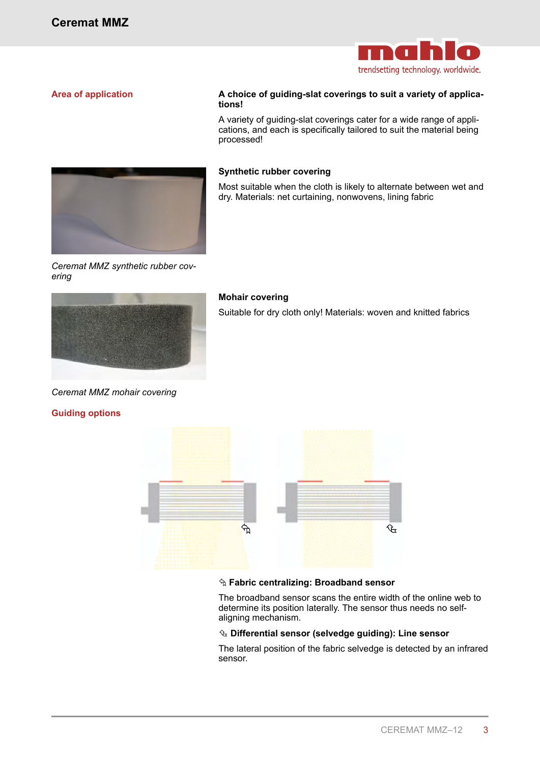## Area of application

**A choice of guiding-slat coverings to suit a variety of applications!**

A variety of guiding-slat coverings cater for a wide range of applications, and each is specifically tailored to suit the material being processed!

*Ceremat MMZ synthetic rubber covering*

**Synthetic rubber covering**

Most suitable when the cloth is likely to alternate between wet and dry. Materials: net curtaining, nonwovens, lining fabric

*Ceremat MMZ mohair covering*

**Mohair covering**

Suitable for dry cloth only! Materials: woven and knitted fabrics

## Guiding options

**Fabric centralizing: Broadband sensor**

The broadband sensor scans the entire width of the online web to determine its position laterally. The sensor thus needs no self-aligning mechanism.

**Differential sensor (selvedge guiding): Line sensor**

The lateral position of the fabric selvedge is detected by an infrared sensor.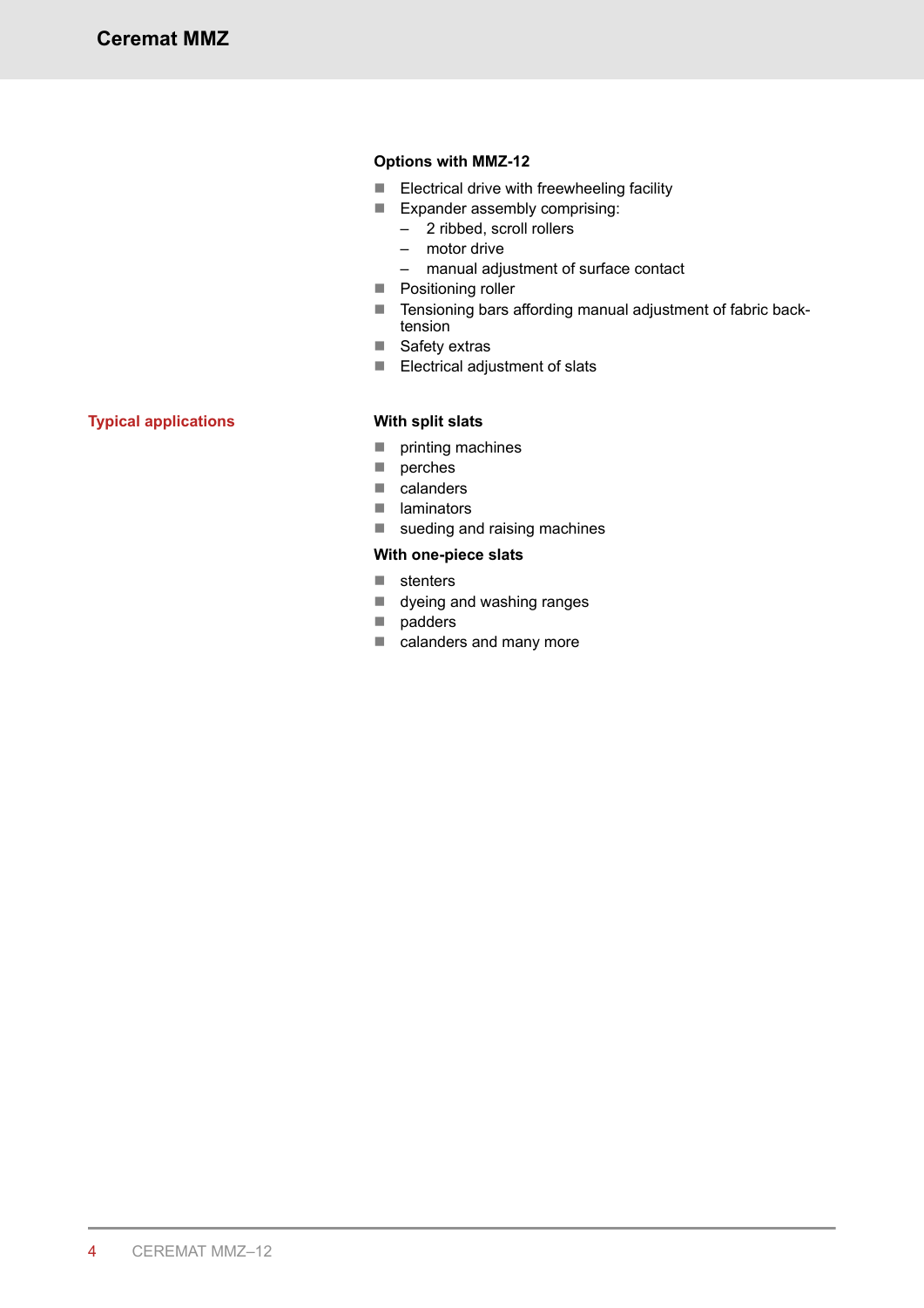### Options with MMZ-12

- Electrical drive with freewheeling facility
- Expander assembly comprising:
  - 2 ribbed, scroll rollers
  - motor drive
  - manual adjustment of surface contact
- Positioning roller
- Tensioning bars affording manual adjustment of fabric back-tension
- Safety extras
- Electrical adjustment of slats

## Typical applications

### With split slats

- printing machines
- perches
- calanders
- laminators
- sueding and raising machines

### With one-piece slats

- stenters
- dyeing and washing ranges
- padders
- calanders and many more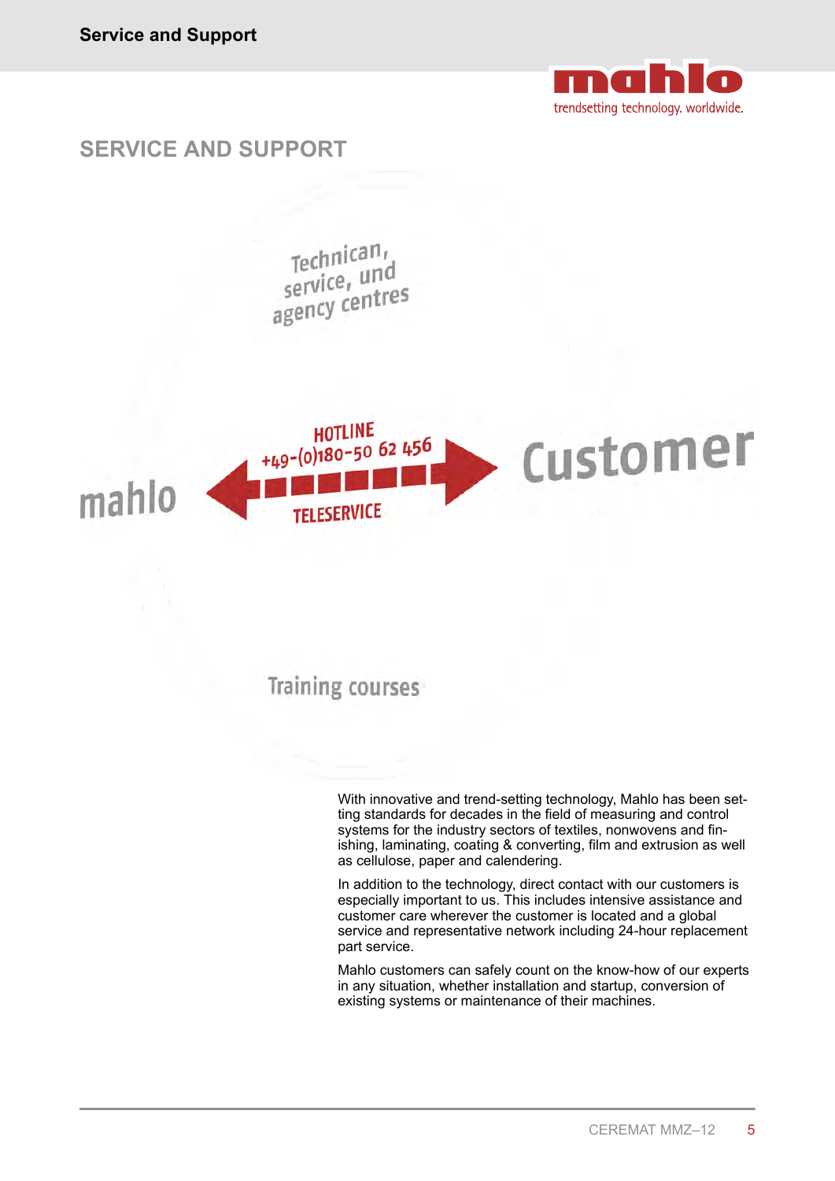## SERVICE AND SUPPORT

Technican, service, und agency centres

mahlo

HOTLINE +49-(0)180-50 62 456

TELESERVICE

Customer

Training courses

With innovative and trend-setting technology, Mahlo has been setting standards for decades in the field of measuring and control systems for the industry sectors of textiles, nonwovens and finishing, laminating, coating & converting, film and extrusion as well as cellulose, paper and calendering.

In addition to the technology, direct contact with our customers is especially important to us. This includes intensive assistance and customer care wherever the customer is located and a global service and representative network including 24-hour replacement part service.

Mahlo customers can safely count on the know-how of our experts in any situation, whether installation and startup, conversion of existing systems or maintenance of their machines.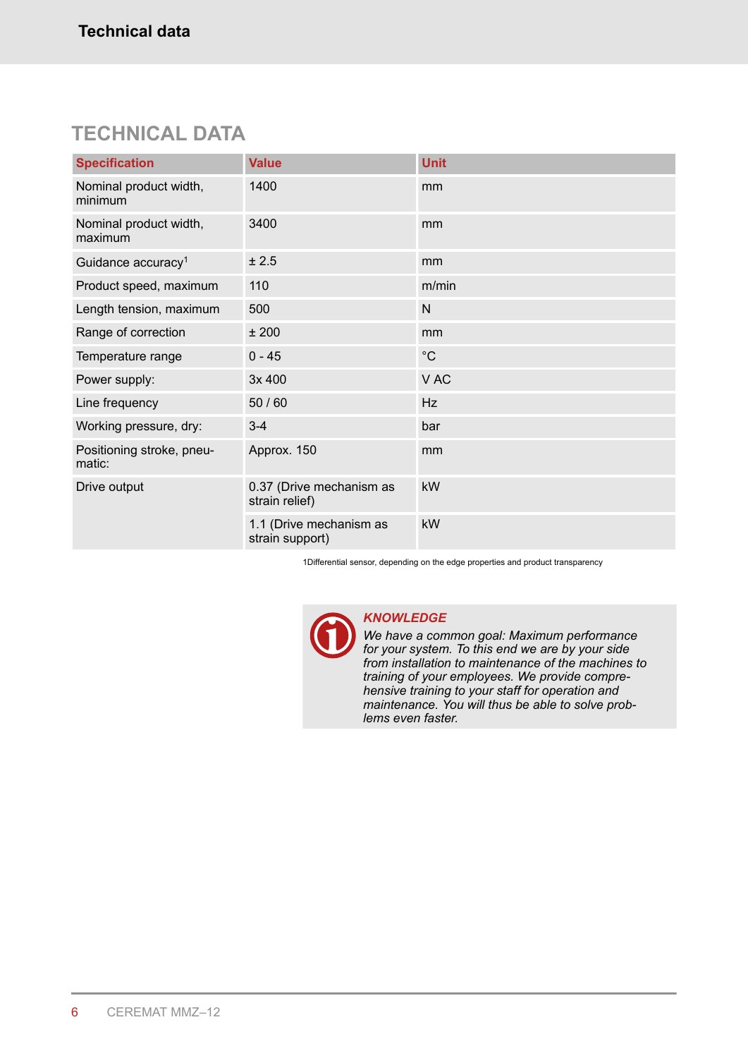# TECHNICAL DATA

| Specification | Value | Unit |
| --- | --- | --- |
| Nominal product width, minimum | 1400 | mm |
| Nominal product width, maximum | 3400 | mm |
| Guidance accuracy[1] | ± 2.5 | mm |
| Product speed, maximum | 110 | m/min |
| Length tension, maximum | 500 | N |
| Range of correction | ± 200 | mm |
| Temperature range | 0 - 45 | °C |
| Power supply: | 3x 400 | V AC |
| Line frequency | 50 / 60 | Hz |
| Working pressure, dry: | 3-4 | bar |
| Positioning stroke, pneumatic: | Approx. 150 | mm |
| Drive output | 0.37 (Drive mechanism as strain relief) | kW |
| | 1.1 (Drive mechanism as strain support) | kW |

1Differential sensor, depending on the edge properties and product transparency

***KNOWLEDGE***

*We have a common goal: Maximum performance for your system. To this end we are by your side from installation to maintenance of the machines to training of your employees. We provide comprehensive training to your staff for operation and maintenance. You will thus be able to solve problems even faster.*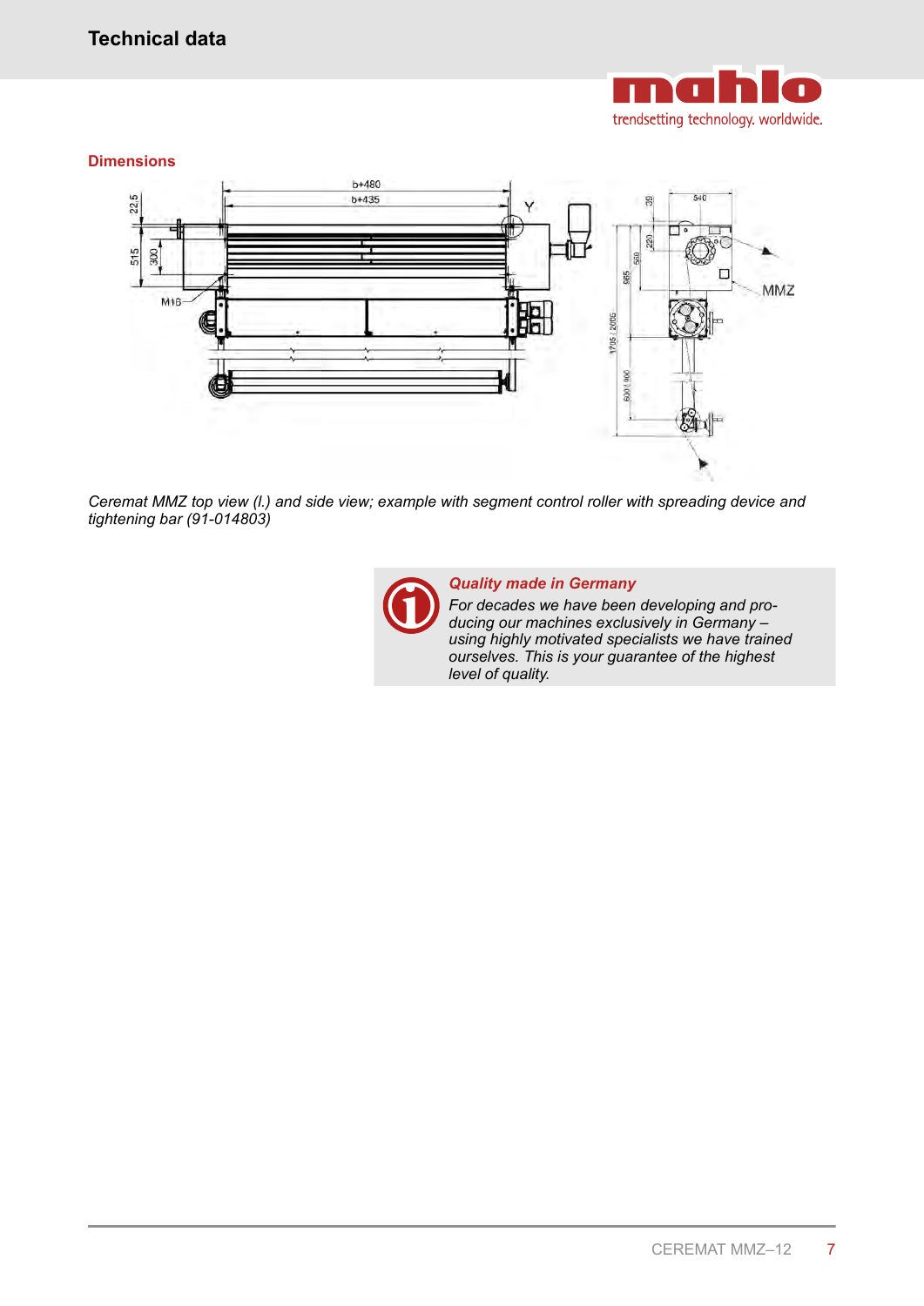# Technical data

## Dimensions

*Ceremat MMZ top view (l.) and side view; example with segment control roller with spreading device and tightening bar (91-014803)*

> ***Quality made in Germany***
>
> *For decades we have been developing and producing our machines exclusively in Germany – using highly motivated specialists we have trained ourselves. This is your guarantee of the highest level of quality.*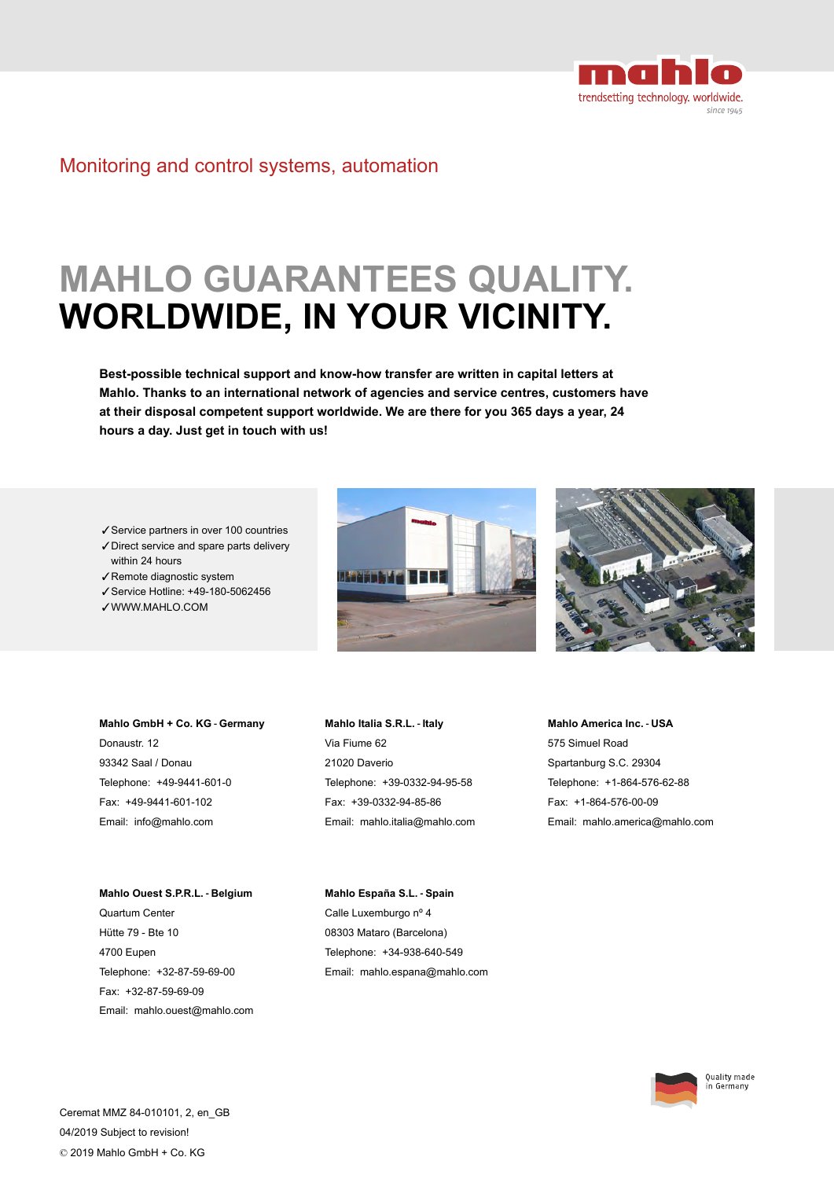mahlo

trendsetting technology. worldwide.

since 1945

Monitoring and control systems, automation

# MAHLO GUARANTEES QUALITY. WORLDWIDE, IN YOUR VICINITY.

**Best-possible technical support and know-how transfer are written in capital letters at Mahlo. Thanks to an international network of agencies and service centres, customers have at their disposal competent support worldwide. We are there for you 365 days a year, 24 hours a day. Just get in touch with us!**

- ✓ Service partners in over 100 countries
- ✓ Direct service and spare parts delivery within 24 hours
- ✓ Remote diagnostic system
- ✓ Service Hotline: +49-180-5062456
- ✓ WWW.MAHLO.COM

**Mahlo GmbH + Co. KG - Germany**
Donaustr. 12
93342 Saal / Donau
Telephone: +49-9441-601-0
Fax: +49-9441-601-102
Email: info@mahlo.com

**Mahlo Italia S.R.L. - Italy**
Via Fiume 62
21020 Daverio
Telephone: +39-0332-94-95-58
Fax: +39-0332-94-85-86
Email: mahlo.italia@mahlo.com

**Mahlo America Inc. - USA**
575 Simuel Road
Spartanburg S.C. 29304
Telephone: +1-864-576-62-88
Fax: +1-864-576-00-09
Email: mahlo.america@mahlo.com

**Mahlo Ouest S.P.R.L. - Belgium**
Quartum Center
Hütte 79 - Bte 10
4700 Eupen
Telephone: +32-87-59-69-00
Fax: +32-87-59-69-09
Email: mahlo.ouest@mahlo.com

**Mahlo España S.L. - Spain**
Calle Luxemburgo nº 4
08303 Mataro (Barcelona)
Telephone: +34-938-640-549
Email: mahlo.espana@mahlo.com

Quality made in Germany

Ceremat MMZ 84-010101, 2, en_GB
04/2019 Subject to revision!
© 2019 Mahlo GmbH + Co. KG